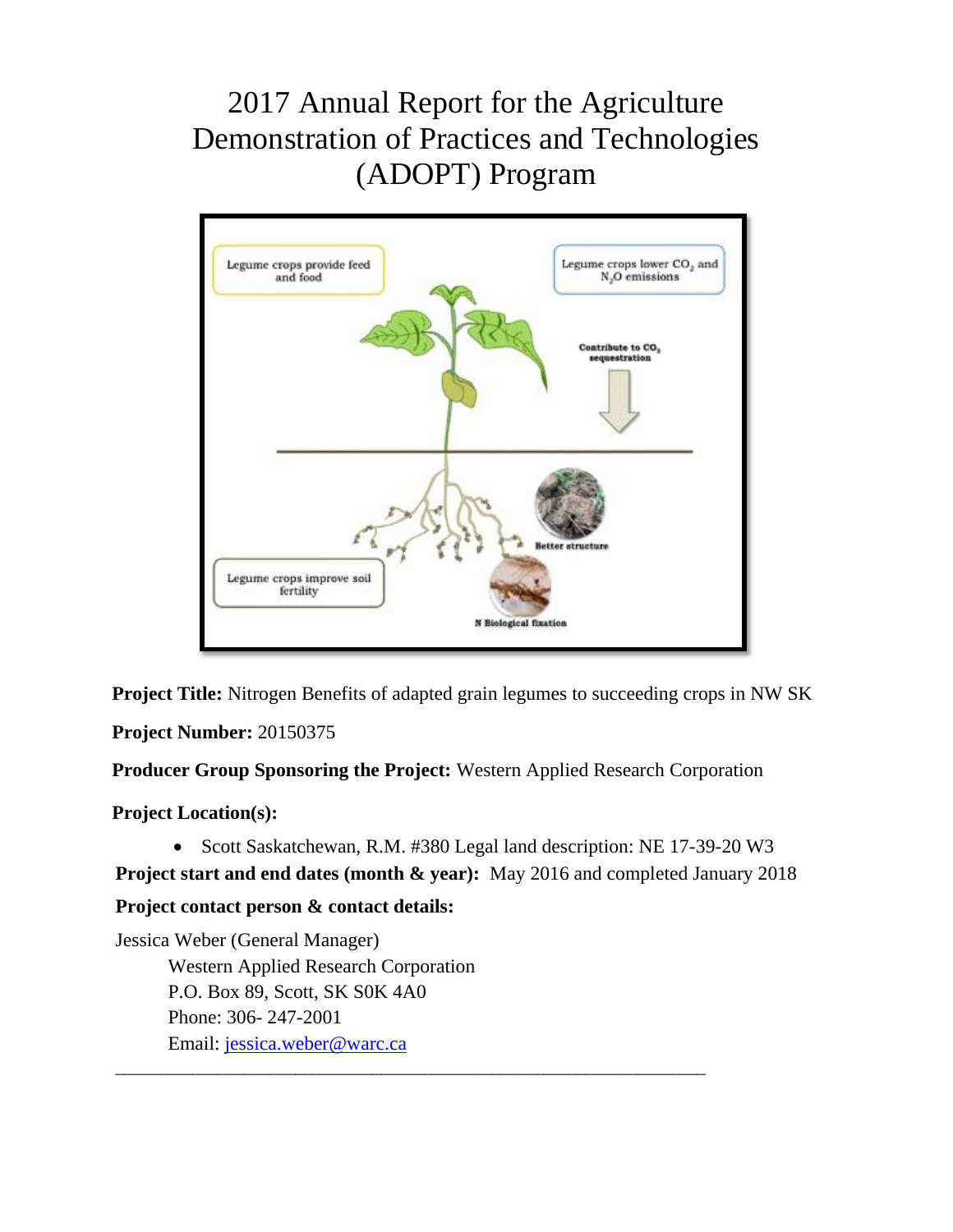# 2017 Annual Report for the Agriculture Demonstration of Practices and Technologies (ADOPT) Program

**Project Title:** Nitrogen Benefits of adapted grain legumes to succeeding crops in NW SK

**Project Number:** 20150375

**Producer Group Sponsoring the Project:** Western Applied Research Corporation

**Project Location(s):**

- Scott Saskatchewan, R.M. #380 Legal land description: NE 17-39-20 W3

**Project start and end dates (month & year):** May 2016 and completed January 2018

**Project contact person & contact details:**

Jessica Weber (General Manager)
Western Applied Research Corporation
P.O. Box 89, Scott, SK S0K 4A0
Phone: 306- 247-2001
Email: jessica.weber@warc.ca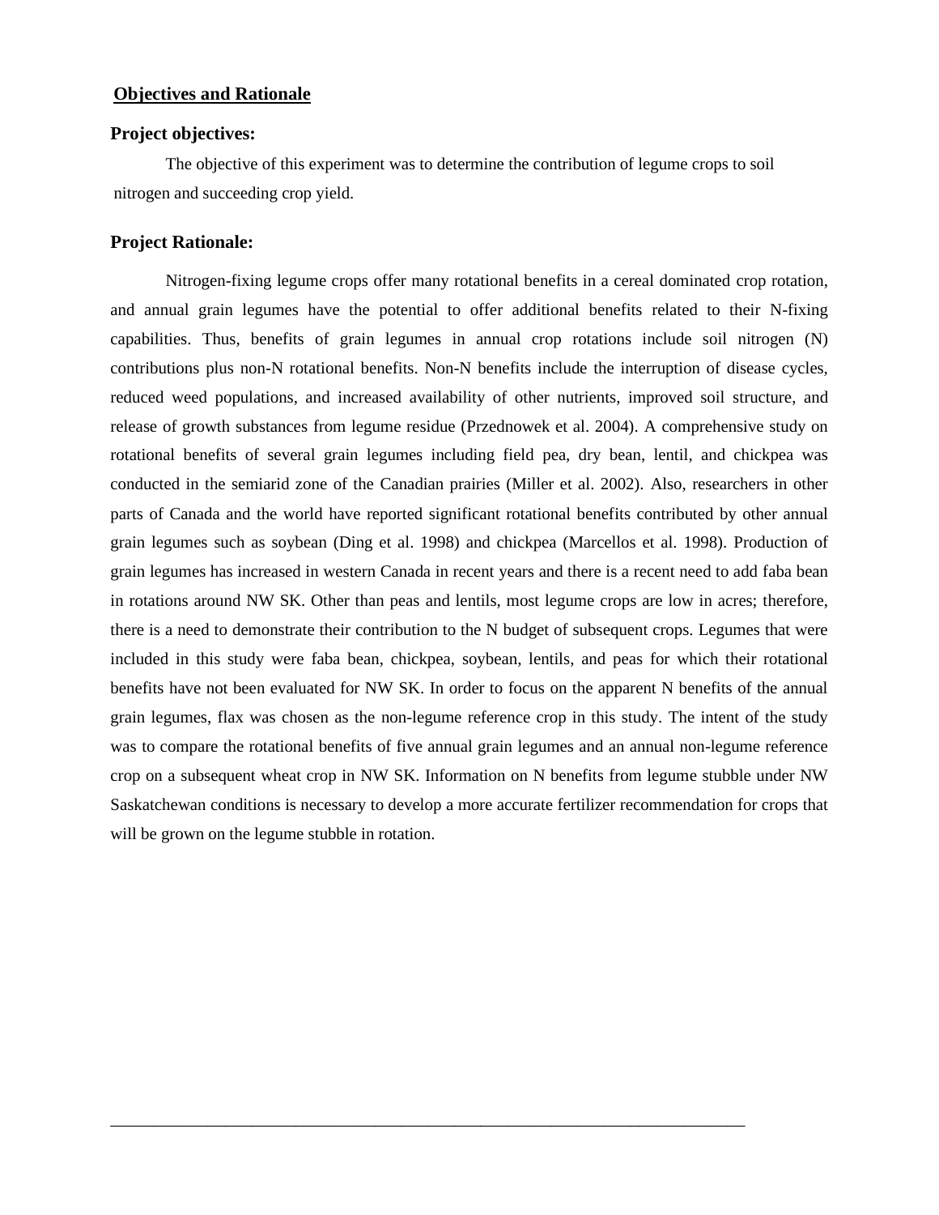## Objectives and Rationale

### Project objectives:

The objective of this experiment was to determine the contribution of legume crops to soil nitrogen and succeeding crop yield.

### Project Rationale:

Nitrogen-fixing legume crops offer many rotational benefits in a cereal dominated crop rotation, and annual grain legumes have the potential to offer additional benefits related to their N-fixing capabilities. Thus, benefits of grain legumes in annual crop rotations include soil nitrogen (N) contributions plus non-N rotational benefits. Non-N benefits include the interruption of disease cycles, reduced weed populations, and increased availability of other nutrients, improved soil structure, and release of growth substances from legume residue (Przednowek et al. 2004). A comprehensive study on rotational benefits of several grain legumes including field pea, dry bean, lentil, and chickpea was conducted in the semiarid zone of the Canadian prairies (Miller et al. 2002). Also, researchers in other parts of Canada and the world have reported significant rotational benefits contributed by other annual grain legumes such as soybean (Ding et al. 1998) and chickpea (Marcellos et al. 1998). Production of grain legumes has increased in western Canada in recent years and there is a recent need to add faba bean in rotations around NW SK. Other than peas and lentils, most legume crops are low in acres; therefore, there is a need to demonstrate their contribution to the N budget of subsequent crops. Legumes that were included in this study were faba bean, chickpea, soybean, lentils, and peas for which their rotational benefits have not been evaluated for NW SK. In order to focus on the apparent N benefits of the annual grain legumes, flax was chosen as the non-legume reference crop in this study. The intent of the study was to compare the rotational benefits of five annual grain legumes and an annual non-legume reference crop on a subsequent wheat crop in NW SK. Information on N benefits from legume stubble under NW Saskatchewan conditions is necessary to develop a more accurate fertilizer recommendation for crops that will be grown on the legume stubble in rotation.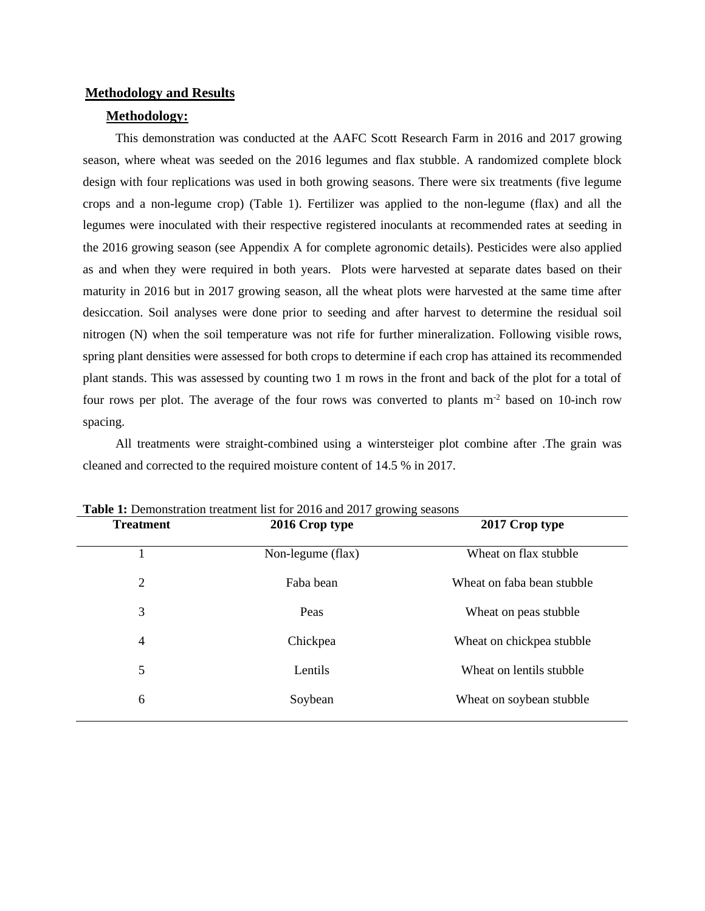## Methodology and Results

### Methodology:

This demonstration was conducted at the AAFC Scott Research Farm in 2016 and 2017 growing season, where wheat was seeded on the 2016 legumes and flax stubble. A randomized complete block design with four replications was used in both growing seasons. There were six treatments (five legume crops and a non-legume crop) (Table 1). Fertilizer was applied to the non-legume (flax) and all the legumes were inoculated with their respective registered inoculants at recommended rates at seeding in the 2016 growing season (see Appendix A for complete agronomic details). Pesticides were also applied as and when they were required in both years. Plots were harvested at separate dates based on their maturity in 2016 but in 2017 growing season, all the wheat plots were harvested at the same time after desiccation. Soil analyses were done prior to seeding and after harvest to determine the residual soil nitrogen (N) when the soil temperature was not rife for further mineralization. Following visible rows, spring plant densities were assessed for both crops to determine if each crop has attained its recommended plant stands. This was assessed by counting two 1 m rows in the front and back of the plot for a total of four rows per plot. The average of the four rows was converted to plants $m^{-2}$ based on 10-inch row spacing.

All treatments were straight-combined using a wintersteiger plot combine after .The grain was cleaned and corrected to the required moisture content of 14.5 % in 2017.

**Table 1:** Demonstration treatment list for 2016 and 2017 growing seasons

| Treatment | 2016 Crop type | 2017 Crop type |
|---|---|---|
| 1 | Non-legume (flax) | Wheat on flax stubble |
| 2 | Faba bean | Wheat on faba bean stubble |
| 3 | Peas | Wheat on peas stubble |
| 4 | Chickpea | Wheat on chickpea stubble |
| 5 | Lentils | Wheat on lentils stubble |
| 6 | Soybean | Wheat on soybean stubble |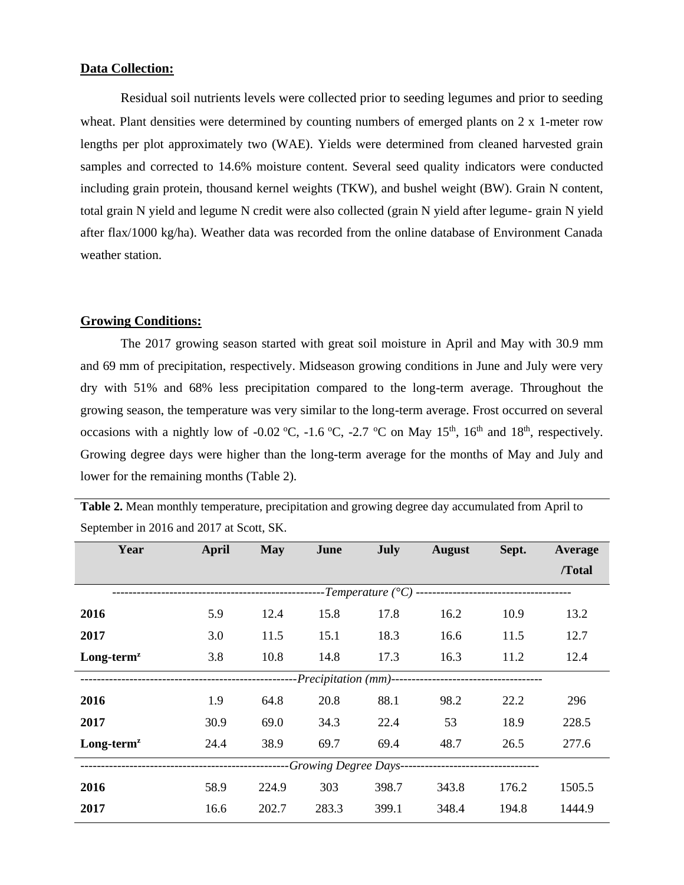**Data Collection:**

Residual soil nutrients levels were collected prior to seeding legumes and prior to seeding wheat. Plant densities were determined by counting numbers of emerged plants on 2 x 1-meter row lengths per plot approximately two (WAE). Yields were determined from cleaned harvested grain samples and corrected to 14.6% moisture content. Several seed quality indicators were conducted including grain protein, thousand kernel weights (TKW), and bushel weight (BW). Grain N content, total grain N yield and legume N credit were also collected (grain N yield after legume- grain N yield after flax/1000 kg/ha). Weather data was recorded from the online database of Environment Canada weather station.

**Growing Conditions:**

The 2017 growing season started with great soil moisture in April and May with 30.9 mm and 69 mm of precipitation, respectively. Midseason growing conditions in June and July were very dry with 51% and 68% less precipitation compared to the long-term average. Throughout the growing season, the temperature was very similar to the long-term average. Frost occurred on several occasions with a nightly low of -0.02 ºC, -1.6 ºC, -2.7 ºC on May 15th, 16th and 18th, respectively. Growing degree days were higher than the long-term average for the months of May and July and lower for the remaining months (Table 2).

**Table 2.** Mean monthly temperature, precipitation and growing degree day accumulated from April to September in 2016 and 2017 at Scott, SK.

| Year | April | May | June | July | August | Sept. | Average /Total |
|---|---|---|---|---|---|---|---|
| *Temperature (°C)* | | | | | | | |
| **2016** | 5.9 | 12.4 | 15.8 | 17.8 | 16.2 | 10.9 | 13.2 |
| **2017** | 3.0 | 11.5 | 15.1 | 18.3 | 16.6 | 11.5 | 12.7 |
| **Long-term**[z] | 3.8 | 10.8 | 14.8 | 17.3 | 16.3 | 11.2 | 12.4 |
| *Precipitation (mm)* | | | | | | | |
| **2016** | 1.9 | 64.8 | 20.8 | 88.1 | 98.2 | 22.2 | 296 |
| **2017** | 30.9 | 69.0 | 34.3 | 22.4 | 53 | 18.9 | 228.5 |
| **Long-term**[z] | 24.4 | 38.9 | 69.7 | 69.4 | 48.7 | 26.5 | 277.6 |
| *Growing Degree Days* | | | | | | | |
| **2016** | 58.9 | 224.9 | 303 | 398.7 | 343.8 | 176.2 | 1505.5 |
| **2017** | 16.6 | 202.7 | 283.3 | 399.1 | 348.4 | 194.8 | 1444.9 |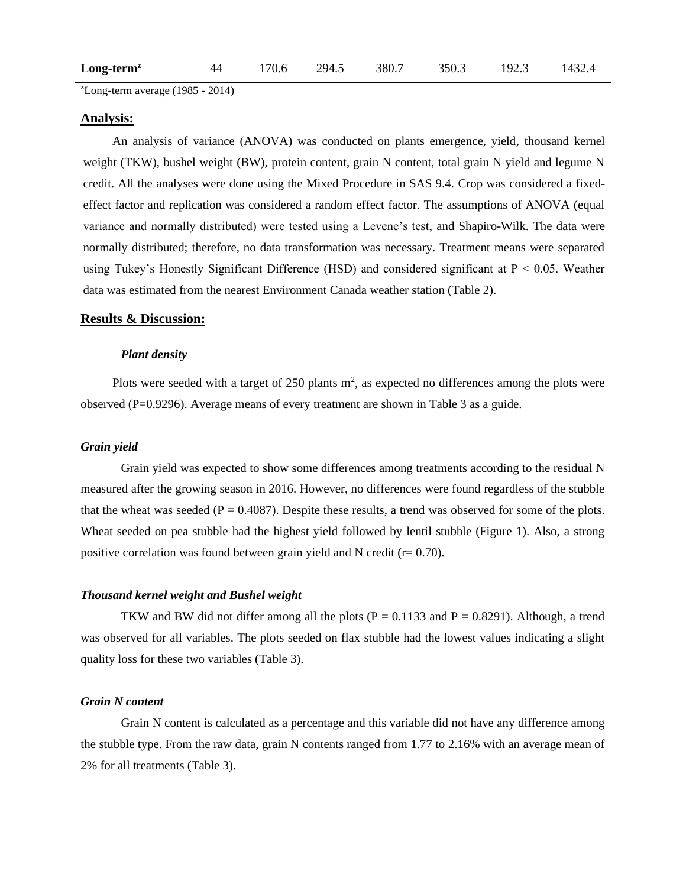| Long-term[z] | 44 | 170.6 | 294.5 | 380.7 | 350.3 | 192.3 | 1432.4 |
| --- | --- | --- | --- | --- | --- | --- | --- |

[z]Long-term average (1985 - 2014)

## Analysis:

An analysis of variance (ANOVA) was conducted on plants emergence, yield, thousand kernel weight (TKW), bushel weight (BW), protein content, grain N content, total grain N yield and legume N credit. All the analyses were done using the Mixed Procedure in SAS 9.4. Crop was considered a fixed-effect factor and replication was considered a random effect factor. The assumptions of ANOVA (equal variance and normally distributed) were tested using a Levene's test, and Shapiro-Wilk. The data were normally distributed; therefore, no data transformation was necessary. Treatment means were separated using Tukey's Honestly Significant Difference (HSD) and considered significant at $P < 0.05$. Weather data was estimated from the nearest Environment Canada weather station (Table 2).

## Results & Discussion:

### *Plant density*

Plots were seeded with a target of 250 plants $m^2$, as expected no differences among the plots were observed ($P=0.9296$). Average means of every treatment are shown in Table 3 as a guide.

### *Grain yield*

Grain yield was expected to show some differences among treatments according to the residual N measured after the growing season in 2016. However, no differences were found regardless of the stubble that the wheat was seeded ($P = 0.4087$). Despite these results, a trend was observed for some of the plots. Wheat seeded on pea stubble had the highest yield followed by lentil stubble (Figure 1). Also, a strong positive correlation was found between grain yield and N credit ($r= 0.70$).

### *Thousand kernel weight and Bushel weight*

TKW and BW did not differ among all the plots ($P = 0.1133$ and $P = 0.8291$). Although, a trend was observed for all variables. The plots seeded on flax stubble had the lowest values indicating a slight quality loss for these two variables (Table 3).

### *Grain N content*

Grain N content is calculated as a percentage and this variable did not have any difference among the stubble type. From the raw data, grain N contents ranged from 1.77 to 2.16% with an average mean of 2% for all treatments (Table 3).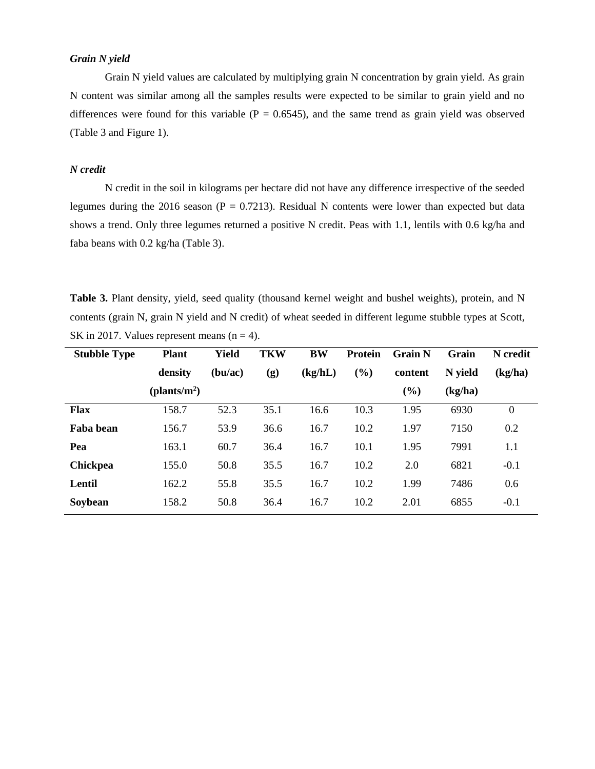*Grain N yield*

Grain N yield values are calculated by multiplying grain N concentration by grain yield. As grain N content was similar among all the samples results were expected to be similar to grain yield and no differences were found for this variable ($P = 0.6545$), and the same trend as grain yield was observed (Table 3 and Figure 1).

*N credit*

N credit in the soil in kilograms per hectare did not have any difference irrespective of the seeded legumes during the 2016 season ($P = 0.7213$). Residual N contents were lower than expected but data shows a trend. Only three legumes returned a positive N credit. Peas with 1.1, lentils with 0.6 kg/ha and faba beans with 0.2 kg/ha (Table 3).

**Table 3.** Plant density, yield, seed quality (thousand kernel weight and bushel weights), protein, and N contents (grain N, grain N yield and N credit) of wheat seeded in different legume stubble types at Scott, SK in 2017. Values represent means (n = 4).

| Stubble Type | Plant density (plants/m$^2$) | Yield (bu/ac) | TKW (g) | BW (kg/hL) | Protein (%) | Grain N content (%) | Grain N yield (kg/ha) | N credit (kg/ha) |
|---|---|---|---|---|---|---|---|---|
| **Flax** | 158.7 | 52.3 | 35.1 | 16.6 | 10.3 | 1.95 | 6930 | 0 |
| **Faba bean** | 156.7 | 53.9 | 36.6 | 16.7 | 10.2 | 1.97 | 7150 | 0.2 |
| **Pea** | 163.1 | 60.7 | 36.4 | 16.7 | 10.1 | 1.95 | 7991 | 1.1 |
| **Chickpea** | 155.0 | 50.8 | 35.5 | 16.7 | 10.2 | 2.0 | 6821 | -0.1 |
| **Lentil** | 162.2 | 55.8 | 35.5 | 16.7 | 10.2 | 1.99 | 7486 | 0.6 |
| **Soybean** | 158.2 | 50.8 | 36.4 | 16.7 | 10.2 | 2.01 | 6855 | -0.1 |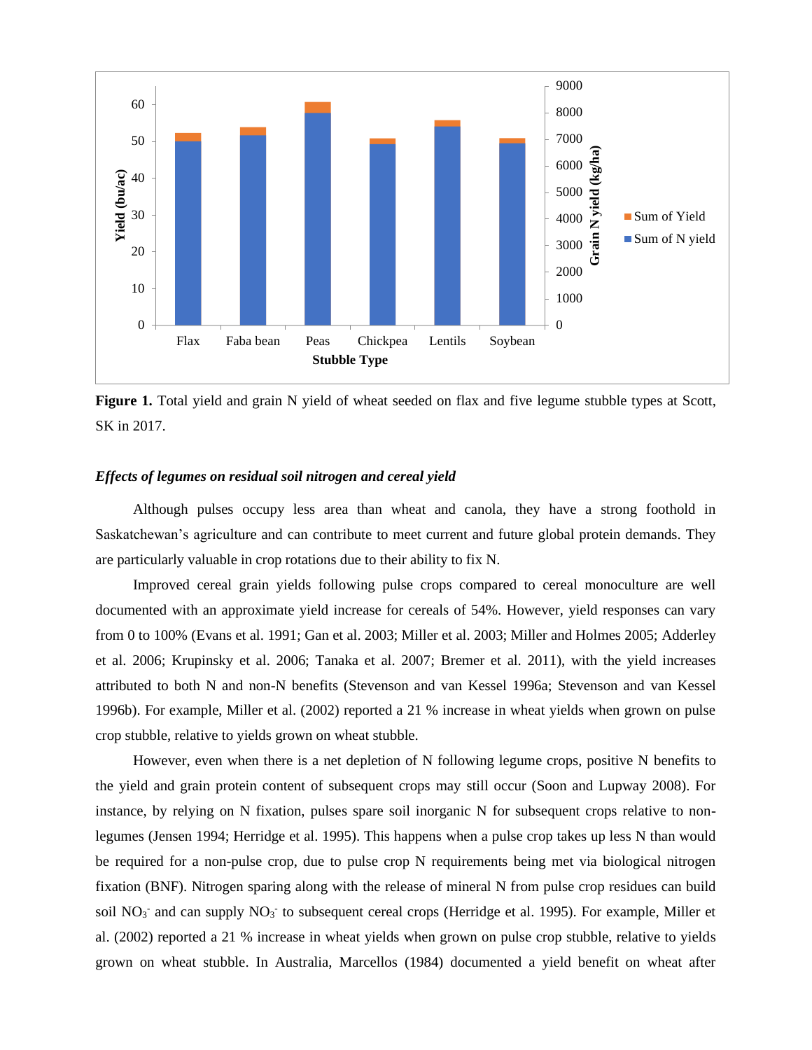**Figure 1.** Total yield and grain N yield of wheat seeded on flax and five legume stubble types at Scott, SK in 2017.

### *Effects of legumes on residual soil nitrogen and cereal yield*

Although pulses occupy less area than wheat and canola, they have a strong foothold in Saskatchewan's agriculture and can contribute to meet current and future global protein demands. They are particularly valuable in crop rotations due to their ability to fix N.

Improved cereal grain yields following pulse crops compared to cereal monoculture are well documented with an approximate yield increase for cereals of 54%. However, yield responses can vary from 0 to 100% (Evans et al. 1991; Gan et al. 2003; Miller et al. 2003; Miller and Holmes 2005; Adderley et al. 2006; Krupinsky et al. 2006; Tanaka et al. 2007; Bremer et al. 2011), with the yield increases attributed to both N and non-N benefits (Stevenson and van Kessel 1996a; Stevenson and van Kessel 1996b). For example, Miller et al. (2002) reported a 21 % increase in wheat yields when grown on pulse crop stubble, relative to yields grown on wheat stubble.

However, even when there is a net depletion of N following legume crops, positive N benefits to the yield and grain protein content of subsequent crops may still occur (Soon and Lupway 2008). For instance, by relying on N fixation, pulses spare soil inorganic N for subsequent crops relative to non-legumes (Jensen 1994; Herridge et al. 1995). This happens when a pulse crop takes up less N than would be required for a non-pulse crop, due to pulse crop N requirements being met via biological nitrogen fixation (BNF). Nitrogen sparing along with the release of mineral N from pulse crop residues can build soil $NO_3^-$ and can supply $NO_3^-$ to subsequent cereal crops (Herridge et al. 1995). For example, Miller et al. (2002) reported a 21 % increase in wheat yields when grown on pulse crop stubble, relative to yields grown on wheat stubble. In Australia, Marcellos (1984) documented a yield benefit on wheat after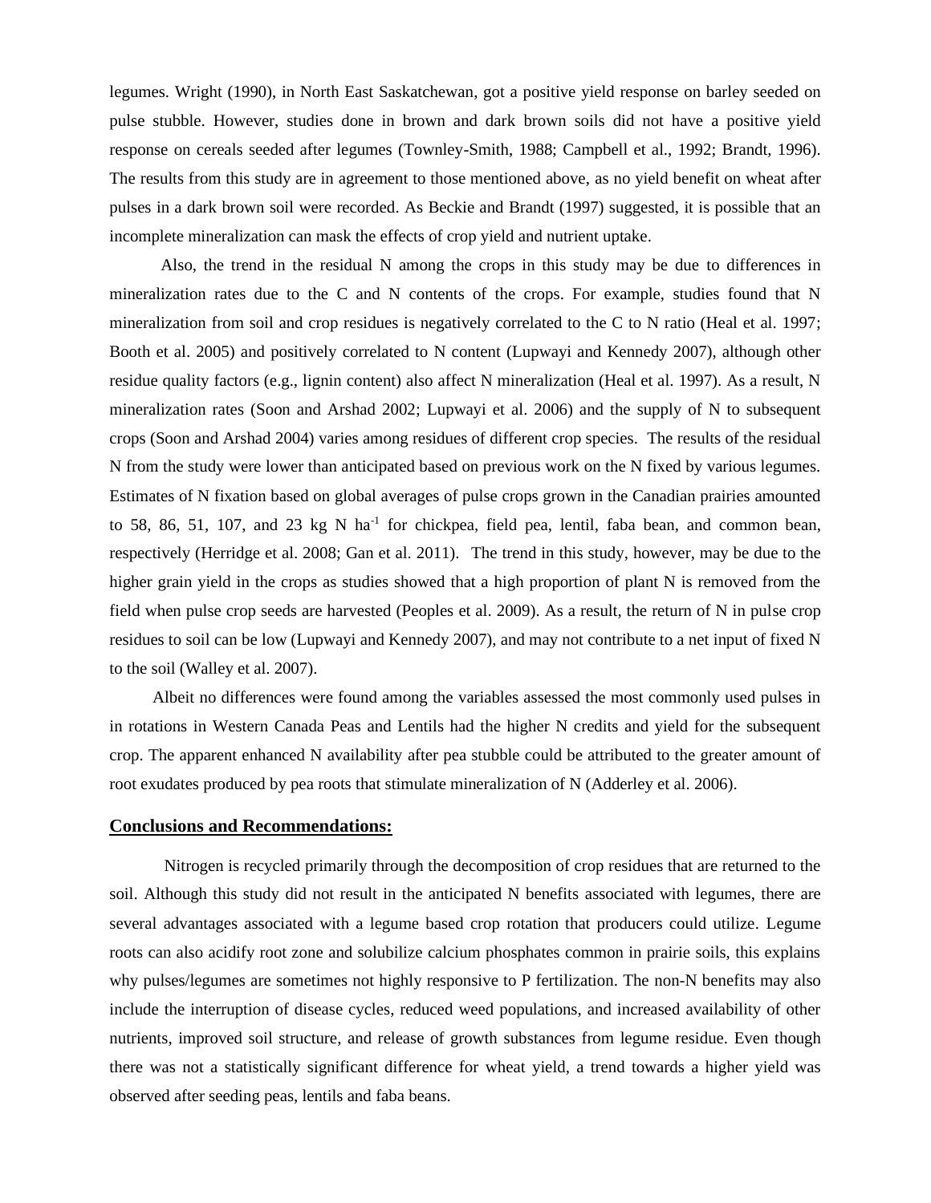legumes. Wright (1990), in North East Saskatchewan, got a positive yield response on barley seeded on pulse stubble. However, studies done in brown and dark brown soils did not have a positive yield response on cereals seeded after legumes (Townley-Smith, 1988; Campbell et al., 1992; Brandt, 1996). The results from this study are in agreement to those mentioned above, as no yield benefit on wheat after pulses in a dark brown soil were recorded. As Beckie and Brandt (1997) suggested, it is possible that an incomplete mineralization can mask the effects of crop yield and nutrient uptake.

Also, the trend in the residual N among the crops in this study may be due to differences in mineralization rates due to the C and N contents of the crops. For example, studies found that N mineralization from soil and crop residues is negatively correlated to the C to N ratio (Heal et al. 1997; Booth et al. 2005) and positively correlated to N content (Lupwayi and Kennedy 2007), although other residue quality factors (e.g., lignin content) also affect N mineralization (Heal et al. 1997). As a result, N mineralization rates (Soon and Arshad 2002; Lupwayi et al. 2006) and the supply of N to subsequent crops (Soon and Arshad 2004) varies among residues of different crop species. The results of the residual N from the study were lower than anticipated based on previous work on the N fixed by various legumes. Estimates of N fixation based on global averages of pulse crops grown in the Canadian prairies amounted to 58, 86, 51, 107, and 23 kg N $ha^{-1}$ for chickpea, field pea, lentil, faba bean, and common bean, respectively (Herridge et al. 2008; Gan et al. 2011). The trend in this study, however, may be due to the higher grain yield in the crops as studies showed that a high proportion of plant N is removed from the field when pulse crop seeds are harvested (Peoples et al. 2009). As a result, the return of N in pulse crop residues to soil can be low (Lupwayi and Kennedy 2007), and may not contribute to a net input of fixed N to the soil (Walley et al. 2007).

Albeit no differences were found among the variables assessed the most commonly used pulses in in rotations in Western Canada Peas and Lentils had the higher N credits and yield for the subsequent crop. The apparent enhanced N availability after pea stubble could be attributed to the greater amount of root exudates produced by pea roots that stimulate mineralization of N (Adderley et al. 2006).

## Conclusions and Recommendations:

Nitrogen is recycled primarily through the decomposition of crop residues that are returned to the soil. Although this study did not result in the anticipated N benefits associated with legumes, there are several advantages associated with a legume based crop rotation that producers could utilize. Legume roots can also acidify root zone and solubilize calcium phosphates common in prairie soils, this explains why pulses/legumes are sometimes not highly responsive to P fertilization. The non-N benefits may also include the interruption of disease cycles, reduced weed populations, and increased availability of other nutrients, improved soil structure, and release of growth substances from legume residue. Even though there was not a statistically significant difference for wheat yield, a trend towards a higher yield was observed after seeding peas, lentils and faba beans.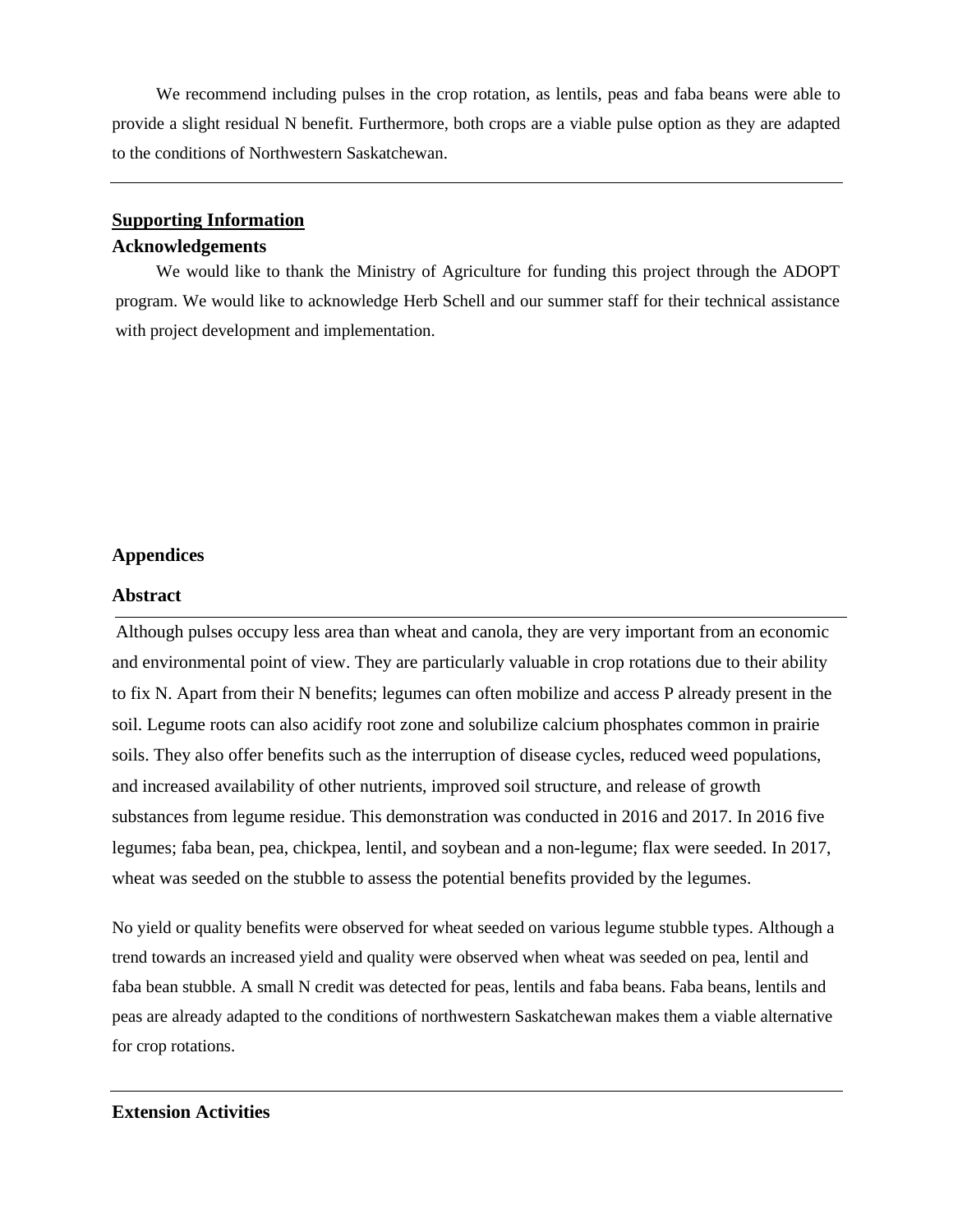We recommend including pulses in the crop rotation, as lentils, peas and faba beans were able to provide a slight residual N benefit. Furthermore, both crops are a viable pulse option as they are adapted to the conditions of Northwestern Saskatchewan.

---

## Supporting Information

### Acknowledgements

We would like to thank the Ministry of Agriculture for funding this project through the ADOPT program. We would like to acknowledge Herb Schell and our summer staff for their technical assistance with project development and implementation.

## Appendices

## Abstract

---

Although pulses occupy less area than wheat and canola, they are very important from an economic and environmental point of view. They are particularly valuable in crop rotations due to their ability to fix N. Apart from their N benefits; legumes can often mobilize and access P already present in the soil. Legume roots can also acidify root zone and solubilize calcium phosphates common in prairie soils. They also offer benefits such as the interruption of disease cycles, reduced weed populations, and increased availability of other nutrients, improved soil structure, and release of growth substances from legume residue. This demonstration was conducted in 2016 and 2017. In 2016 five legumes; faba bean, pea, chickpea, lentil, and soybean and a non-legume; flax were seeded. In 2017, wheat was seeded on the stubble to assess the potential benefits provided by the legumes.

No yield or quality benefits were observed for wheat seeded on various legume stubble types. Although a trend towards an increased yield and quality were observed when wheat was seeded on pea, lentil and faba bean stubble. A small N credit was detected for peas, lentils and faba beans. Faba beans, lentils and peas are already adapted to the conditions of northwestern Saskatchewan makes them a viable alternative for crop rotations.

---

## Extension Activities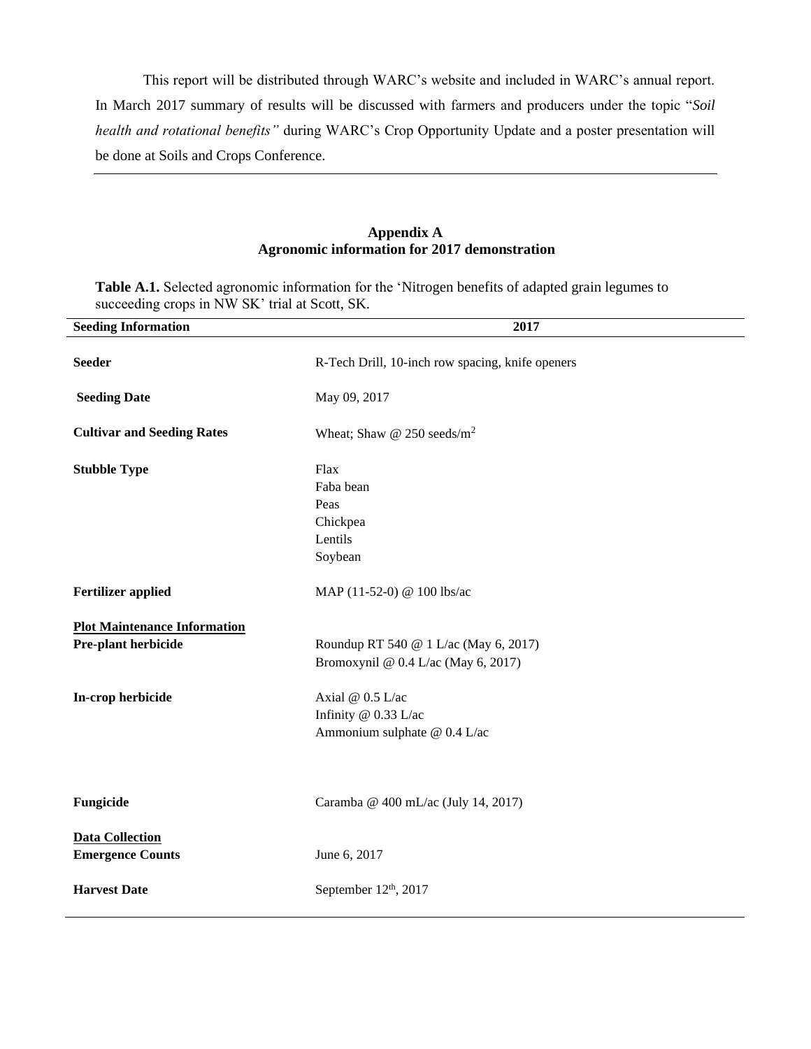This report will be distributed through WARC's website and included in WARC's annual report. In March 2017 summary of results will be discussed with farmers and producers under the topic "*Soil health and rotational benefits*" during WARC's Crop Opportunity Update and a poster presentation will be done at Soils and Crops Conference.

---

## Appendix A
## Agronomic information for 2017 demonstration

**Table A.1.** Selected agronomic information for the 'Nitrogen benefits of adapted grain legumes to succeeding crops in NW SK' trial at Scott, SK.

| **Seeding Information** | **2017** |
|---|---|
| **Seeder** | R-Tech Drill, 10-inch row spacing, knife openers |
| **Seeding Date** | May 09, 2017 |
| **Cultivar and Seeding Rates** | Wheat; Shaw @ 250 seeds/m$^2$ |
| **Stubble Type** | Flax<br>Faba bean<br>Peas<br>Chickpea<br>Lentils<br>Soybean |
| **Fertilizer applied** | MAP (11-52-0) @ 100 lbs/ac |
| **<u>Plot Maintenance Information</u>** | |
| **Pre-plant herbicide** | Roundup RT 540 @ 1 L/ac (May 6, 2017)<br>Bromoxynil @ 0.4 L/ac (May 6, 2017) |
| **In-crop herbicide** | Axial @ 0.5 L/ac<br>Infinity @ 0.33 L/ac<br>Ammonium sulphate @ 0.4 L/ac |
| **Fungicide** | Caramba @ 400 mL/ac (July 14, 2017) |
| **<u>Data Collection</u>** | |
| **Emergence Counts** | June 6, 2017 |
| **Harvest Date** | September 12th, 2017 |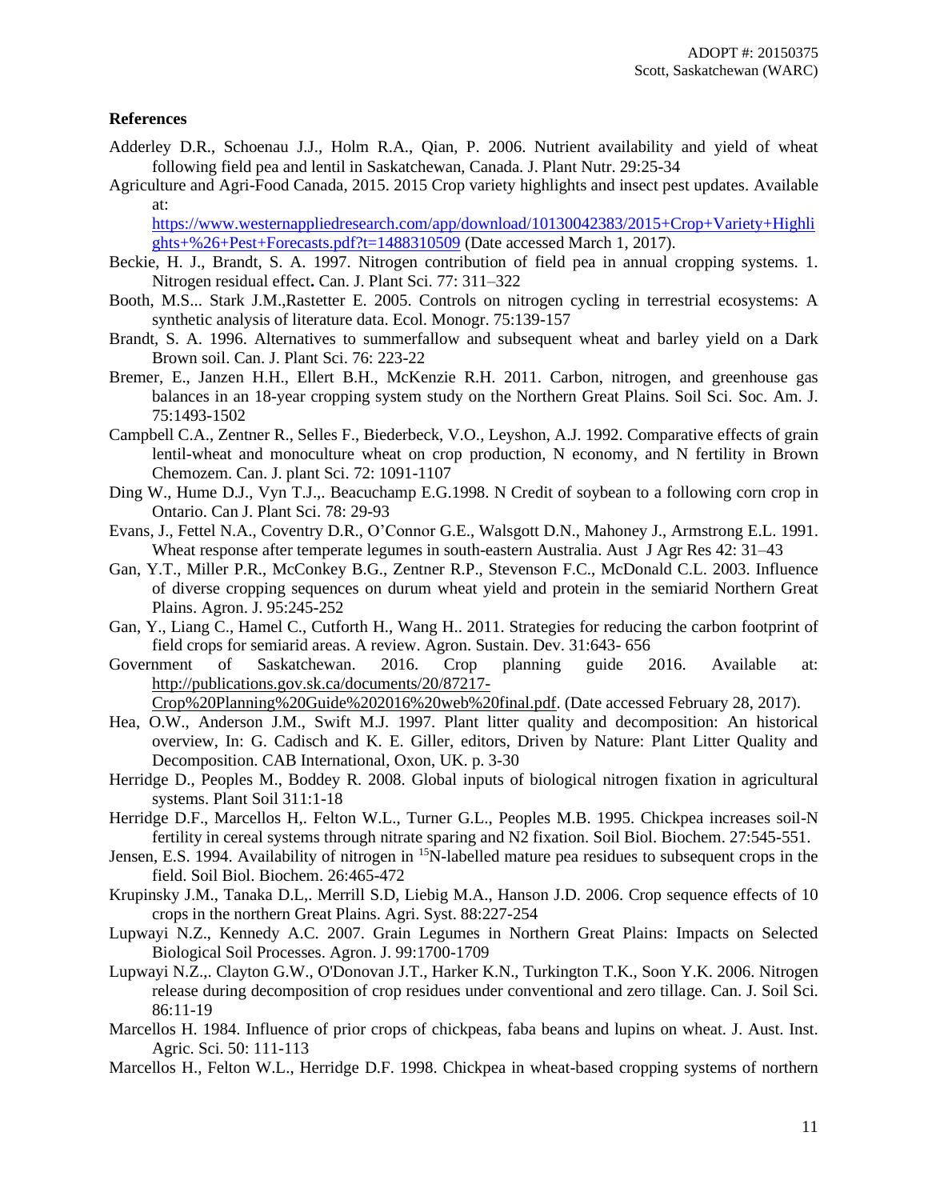**References**

Adderley D.R., Schoenau J.J., Holm R.A., Qian, P. 2006. Nutrient availability and yield of wheat following field pea and lentil in Saskatchewan, Canada. J. Plant Nutr. 29:25-34

Agriculture and Agri-Food Canada, 2015. 2015 Crop variety highlights and insect pest updates. Available at: https://www.westernappliedresearch.com/app/download/10130042383/2015+Crop+Variety+Highlights+%26+Pest+Forecasts.pdf?t=1488310509 (Date accessed March 1, 2017).

Beckie, H. J., Brandt, S. A. 1997. Nitrogen contribution of field pea in annual cropping systems. 1. Nitrogen residual effect**.** Can. J. Plant Sci. 77: 311–322

Booth, M.S... Stark J.M.,Rastetter E. 2005. Controls on nitrogen cycling in terrestrial ecosystems: A synthetic analysis of literature data. Ecol. Monogr. 75:139-157

Brandt, S. A. 1996. Alternatives to summerfallow and subsequent wheat and barley yield on a Dark Brown soil. Can. J. Plant Sci. 76: 223-22

Bremer, E., Janzen H.H., Ellert B.H., McKenzie R.H. 2011. Carbon, nitrogen, and greenhouse gas balances in an 18-year cropping system study on the Northern Great Plains. Soil Sci. Soc. Am. J. 75:1493-1502

Campbell C.A., Zentner R., Selles F., Biederbeck, V.O., Leyshon, A.J. 1992. Comparative effects of grain lentil-wheat and monoculture wheat on crop production, N economy, and N fertility in Brown Chemozem. Can. J. plant Sci. 72: 1091-1107

Ding W., Hume D.J., Vyn T.J.,. Beacuchamp E.G.1998. N Credit of soybean to a following corn crop in Ontario. Can J. Plant Sci. 78: 29-93

Evans, J., Fettel N.A., Coventry D.R., O'Connor G.E., Walsgott D.N., Mahoney J., Armstrong E.L. 1991. Wheat response after temperate legumes in south-eastern Australia. Aust J Agr Res 42: 31–43

Gan, Y.T., Miller P.R., McConkey B.G., Zentner R.P., Stevenson F.C., McDonald C.L. 2003. Influence of diverse cropping sequences on durum wheat yield and protein in the semiarid Northern Great Plains. Agron. J. 95:245-252

Gan, Y., Liang C., Hamel C., Cutforth H., Wang H.. 2011. Strategies for reducing the carbon footprint of field crops for semiarid areas. A review. Agron. Sustain. Dev. 31:643- 656

Government of Saskatchewan. 2016. Crop planning guide 2016. Available at: http://publications.gov.sk.ca/documents/20/87217-Crop%20Planning%20Guide%202016%20web%20final.pdf. (Date accessed February 28, 2017).

Hea, O.W., Anderson J.M., Swift M.J. 1997. Plant litter quality and decomposition: An historical overview, In: G. Cadisch and K. E. Giller, editors, Driven by Nature: Plant Litter Quality and Decomposition. CAB International, Oxon, UK. p. 3-30

Herridge D., Peoples M., Boddey R. 2008. Global inputs of biological nitrogen fixation in agricultural systems. Plant Soil 311:1-18

Herridge D.F., Marcellos H,. Felton W.L., Turner G.L., Peoples M.B. 1995. Chickpea increases soil-N fertility in cereal systems through nitrate sparing and N2 fixation. Soil Biol. Biochem. 27:545-551.

Jensen, E.S. 1994. Availability of nitrogen in $^{15}$N-labelled mature pea residues to subsequent crops in the field. Soil Biol. Biochem. 26:465-472

Krupinsky J.M., Tanaka D.L,. Merrill S.D, Liebig M.A., Hanson J.D. 2006. Crop sequence effects of 10 crops in the northern Great Plains. Agri. Syst. 88:227-254

Lupwayi N.Z., Kennedy A.C. 2007. Grain Legumes in Northern Great Plains: Impacts on Selected Biological Soil Processes. Agron. J. 99:1700-1709

Lupwayi N.Z.,. Clayton G.W., O'Donovan J.T., Harker K.N., Turkington T.K., Soon Y.K. 2006. Nitrogen release during decomposition of crop residues under conventional and zero tillage. Can. J. Soil Sci. 86:11-19

Marcellos H. 1984. Influence of prior crops of chickpeas, faba beans and lupins on wheat. J. Aust. Inst. Agric. Sci. 50: 111-113

Marcellos H., Felton W.L., Herridge D.F. 1998. Chickpea in wheat-based cropping systems of northern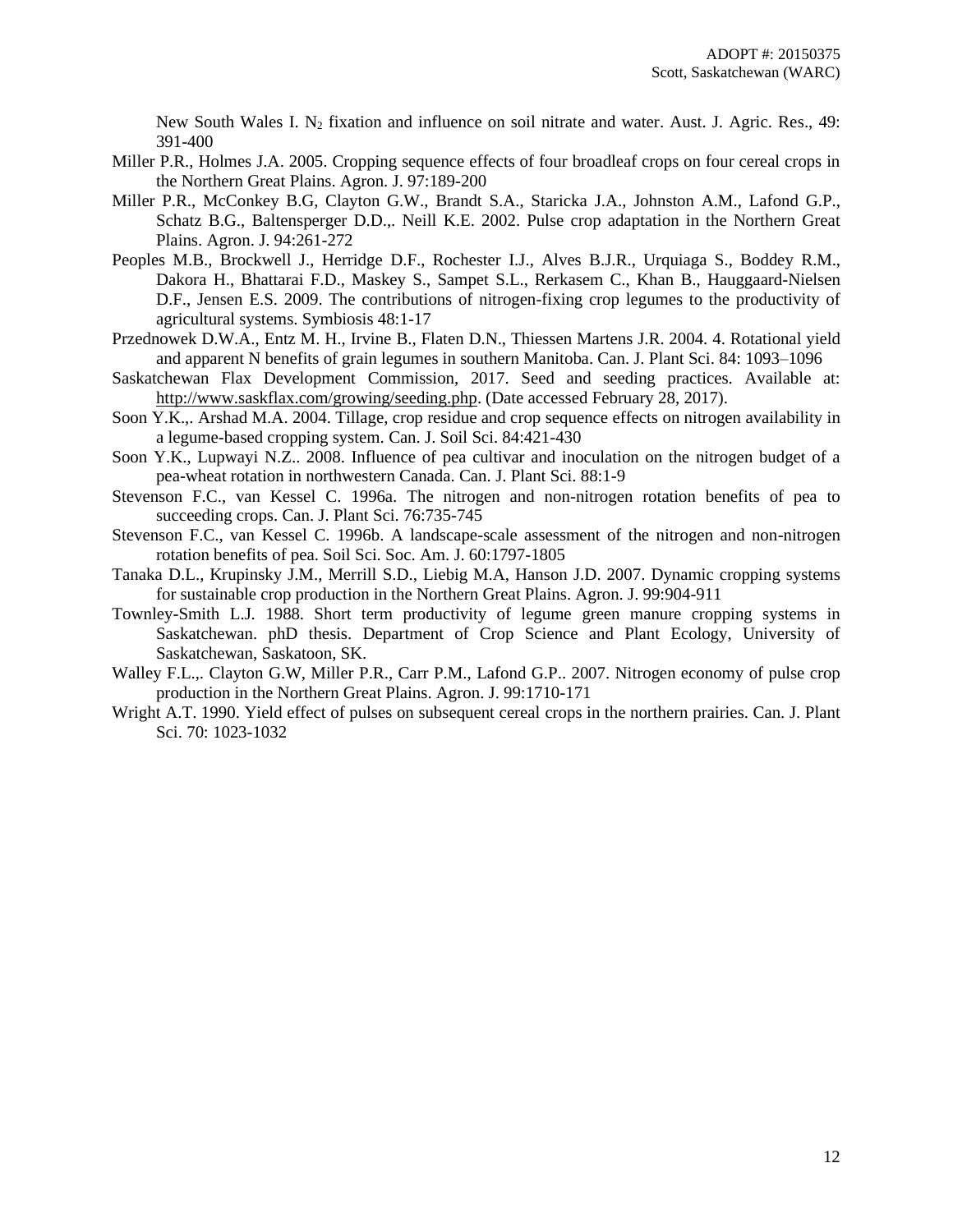New South Wales I. $N_2$ fixation and influence on soil nitrate and water. Aust. J. Agric. Res., 49: 391-400

Miller P.R., Holmes J.A. 2005. Cropping sequence effects of four broadleaf crops on four cereal crops in the Northern Great Plains. Agron. J. 97:189-200

Miller P.R., McConkey B.G, Clayton G.W., Brandt S.A., Staricka J.A., Johnston A.M., Lafond G.P., Schatz B.G., Baltensperger D.D.,. Neill K.E. 2002. Pulse crop adaptation in the Northern Great Plains. Agron. J. 94:261-272

Peoples M.B., Brockwell J., Herridge D.F., Rochester I.J., Alves B.J.R., Urquiaga S., Boddey R.M., Dakora H., Bhattarai F.D., Maskey S., Sampet S.L., Rerkasem C., Khan B., Hauggaard-Nielsen D.F., Jensen E.S. 2009. The contributions of nitrogen-fixing crop legumes to the productivity of agricultural systems. Symbiosis 48:1-17

Przednowek D.W.A., Entz M. H., Irvine B., Flaten D.N., Thiessen Martens J.R. 2004. 4. Rotational yield and apparent N benefits of grain legumes in southern Manitoba. Can. J. Plant Sci. 84: 1093–1096

Saskatchewan Flax Development Commission, 2017. Seed and seeding practices. Available at: http://www.saskflax.com/growing/seeding.php. (Date accessed February 28, 2017).

Soon Y.K.,. Arshad M.A. 2004. Tillage, crop residue and crop sequence effects on nitrogen availability in a legume-based cropping system. Can. J. Soil Sci. 84:421-430

Soon Y.K., Lupwayi N.Z.. 2008. Influence of pea cultivar and inoculation on the nitrogen budget of a pea-wheat rotation in northwestern Canada. Can. J. Plant Sci. 88:1-9

Stevenson F.C., van Kessel C. 1996a. The nitrogen and non-nitrogen rotation benefits of pea to succeeding crops. Can. J. Plant Sci. 76:735-745

Stevenson F.C., van Kessel C. 1996b. A landscape-scale assessment of the nitrogen and non-nitrogen rotation benefits of pea. Soil Sci. Soc. Am. J. 60:1797-1805

Tanaka D.L., Krupinsky J.M., Merrill S.D., Liebig M.A, Hanson J.D. 2007. Dynamic cropping systems for sustainable crop production in the Northern Great Plains. Agron. J. 99:904-911

Townley-Smith L.J. 1988. Short term productivity of legume green manure cropping systems in Saskatchewan. phD thesis. Department of Crop Science and Plant Ecology, University of Saskatchewan, Saskatoon, SK.

Walley F.L.,. Clayton G.W, Miller P.R., Carr P.M., Lafond G.P.. 2007. Nitrogen economy of pulse crop production in the Northern Great Plains. Agron. J. 99:1710-171

Wright A.T. 1990. Yield effect of pulses on subsequent cereal crops in the northern prairies. Can. J. Plant Sci. 70: 1023-1032